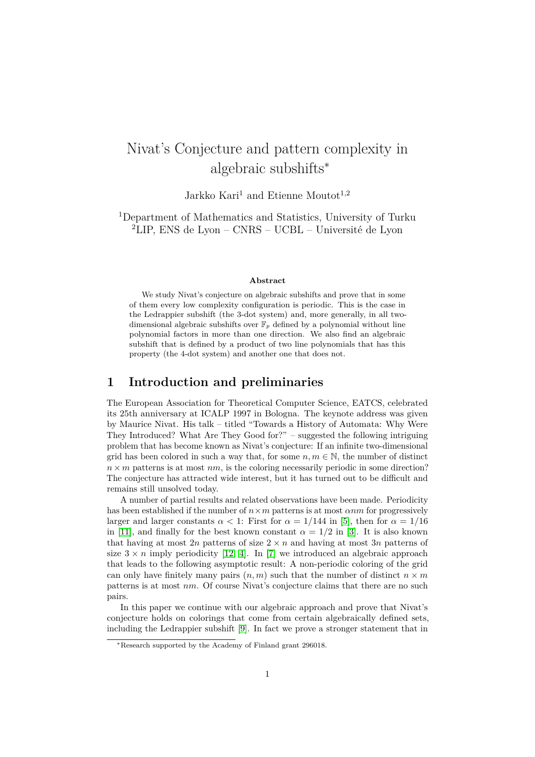# Nivat's Conjecture and pattern complexity in algebraic subshifts*

Jarkko Kari[1] and Etienne Moutot[1,2]

[1]Department of Mathematics and Statistics, University of Turku
[2]LIP, ENS de Lyon – CNRS – UCBL – Université de Lyon

### Abstract

We study Nivat's conjecture on algebraic subshifts and prove that in some of them every low complexity configuration is periodic. This is the case in the Ledrappier subshift (the 3-dot system) and, more generally, in all two-dimensional algebraic subshifts over $\mathbb{F}_p$ defined by a polynomial without line polynomial factors in more than one direction. We also find an algebraic subshift that is defined by a product of two line polynomials that has this property (the 4-dot system) and another one that does not.

## 1 Introduction and preliminaries

The European Association for Theoretical Computer Science, EATCS, celebrated its 25th anniversary at ICALP 1997 in Bologna. The keynote address was given by Maurice Nivat. His talk – titled "Towards a History of Automata: Why Were They Introduced? What Are They Good for?" – suggested the following intriguing problem that has become known as Nivat's conjecture: If an infinite two-dimensional grid has been colored in such a way that, for some $n, m \in \mathbb{N}$, the number of distinct $n \times m$ patterns is at most $nm$, is the coloring necessarily periodic in some direction? The conjecture has attracted wide interest, but it has turned out to be difficult and remains still unsolved today.

A number of partial results and related observations have been made. Periodicity has been established if the number of $n \times m$ patterns is at most $\alpha nm$ for progressively larger and larger constants $\alpha < 1$: First for $\alpha = 1/144$ in [5], then for $\alpha = 1/16$ in [11], and finally for the best known constant $\alpha = 1/2$ in [3]. It is also known that having at most $2n$ patterns of size $2 \times n$ and having at most $3n$ patterns of size $3 \times n$ imply periodicity [12, 4]. In [7] we introduced an algebraic approach that leads to the following asymptotic result: A non-periodic coloring of the grid can only have finitely many pairs $(n, m)$ such that the number of distinct $n \times m$ patterns is at most $nm$. Of course Nivat's conjecture claims that there are no such pairs.

In this paper we continue with our algebraic approach and prove that Nivat's conjecture holds on colorings that come from certain algebraically defined sets, including the Ledrappier subshift [9]. In fact we prove a stronger statement that in

*Research supported by the Academy of Finland grant 296018.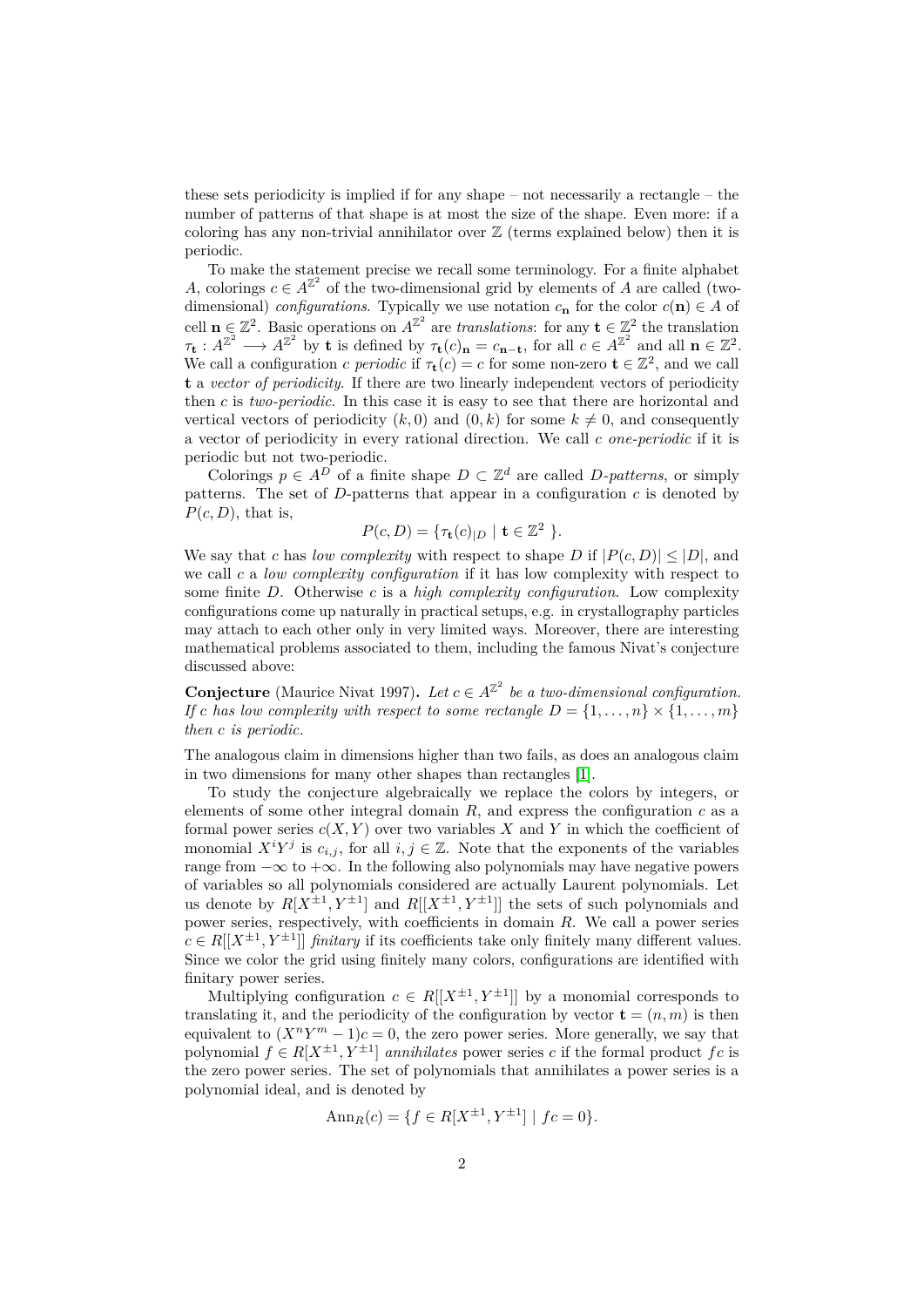these sets periodicity is implied if for any shape – not necessarily a rectangle – the number of patterns of that shape is at most the size of the shape. Even more: if a coloring has any non-trivial annihilator over $\mathbb{Z}$ (terms explained below) then it is periodic.

To make the statement precise we recall some terminology. For a finite alphabet $A$, colorings $c \in A^{\mathbb{Z}^2}$ of the two-dimensional grid by elements of $A$ are called (two-dimensional) *configurations*. Typically we use notation $c_{\mathbf{n}}$ for the color $c(\mathbf{n}) \in A$ of cell $\mathbf{n} \in \mathbb{Z}^2$. Basic operations on $A^{\mathbb{Z}^2}$ are *translations*: for any $\mathbf{t} \in \mathbb{Z}^2$ the translation $\tau_{\mathbf{t}} : A^{\mathbb{Z}^2} \longrightarrow A^{\mathbb{Z}^2}$ by $\mathbf{t}$ is defined by $\tau_{\mathbf{t}}(c)_{\mathbf{n}} = c_{\mathbf{n}-\mathbf{t}}$, for all $c \in A^{\mathbb{Z}^2}$ and all $\mathbf{n} \in \mathbb{Z}^2$. We call a configuration $c$ *periodic* if $\tau_{\mathbf{t}}(c) = c$ for some non-zero $\mathbf{t} \in \mathbb{Z}^2$, and we call $\mathbf{t}$ a *vector of periodicity*. If there are two linearly independent vectors of periodicity then $c$ is *two-periodic*. In this case it is easy to see that there are horizontal and vertical vectors of periodicity $(k, 0)$ and $(0, k)$ for some $k \neq 0$, and consequently a vector of periodicity in every rational direction. We call $c$ *one-periodic* if it is periodic but not two-periodic.

Colorings $p \in A^D$ of a finite shape $D \subset \mathbb{Z}^d$ are called $D$*-patterns*, or simply patterns. The set of $D$-patterns that appear in a configuration $c$ is denoted by $P(c, D)$, that is,

$$P(c, D) = \{\tau_{\mathbf{t}}(c)_{|D} \mid \mathbf{t} \in \mathbb{Z}^2\ \}.$$

We say that $c$ has *low complexity* with respect to shape $D$ if $|P(c, D)| \leq |D|$, and we call $c$ a *low complexity configuration* if it has low complexity with respect to some finite $D$. Otherwise $c$ is a *high complexity configuration*. Low complexity configurations come up naturally in practical setups, e.g. in crystallography particles may attach to each other only in very limited ways. Moreover, there are interesting mathematical problems associated to them, including the famous Nivat's conjecture discussed above:

**Conjecture** (Maurice Nivat 1997)**.** *Let $c \in A^{\mathbb{Z}^2}$ be a two-dimensional configuration. If $c$ has low complexity with respect to some rectangle $D = \{1, \ldots, n\} \times \{1, \ldots, m\}$ then $c$ is periodic.*

The analogous claim in dimensions higher than two fails, as does an analogous claim in two dimensions for many other shapes than rectangles [1].

To study the conjecture algebraically we replace the colors by integers, or elements of some other integral domain $R$, and express the configuration $c$ as a formal power series $c(X, Y)$ over two variables $X$ and $Y$ in which the coefficient of monomial $X^iY^j$ is $c_{i,j}$, for all $i, j \in \mathbb{Z}$. Note that the exponents of the variables range from $-\infty$ to $+\infty$. In the following also polynomials may have negative powers of variables so all polynomials considered are actually Laurent polynomials. Let us denote by $R[X^{\pm 1}, Y^{\pm 1}]$ and $R[[X^{\pm 1}, Y^{\pm 1}]]$ the sets of such polynomials and power series, respectively, with coefficients in domain $R$. We call a power series $c \in R[[X^{\pm 1}, Y^{\pm 1}]]$ *finitary* if its coefficients take only finitely many different values. Since we color the grid using finitely many colors, configurations are identified with finitary power series.

Multiplying configuration $c \in R[[X^{\pm 1}, Y^{\pm 1}]]$ by a monomial corresponds to translating it, and the periodicity of the configuration by vector $\mathbf{t} = (n, m)$ is then equivalent to $(X^nY^m - 1)c = 0$, the zero power series. More generally, we say that polynomial $f \in R[X^{\pm 1}, Y^{\pm 1}]$ *annihilates* power series $c$ if the formal product $fc$ is the zero power series. The set of polynomials that annihilates a power series is a polynomial ideal, and is denoted by

$$\mathrm{Ann}_R(c) = \{f \in R[X^{\pm 1}, Y^{\pm 1}] \mid fc = 0\}.$$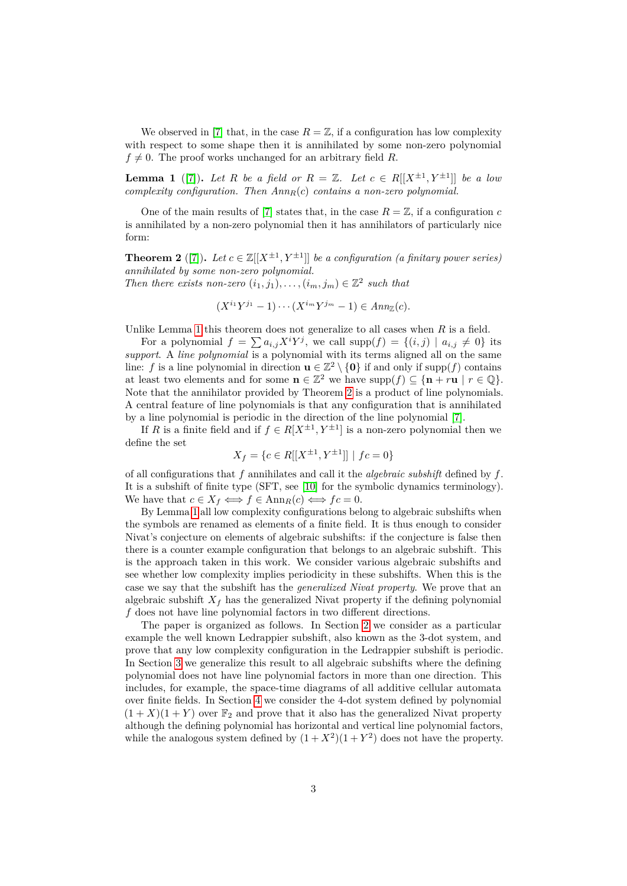We observed in [7] that, in the case $R = \mathbb{Z}$, if a configuration has low complexity with respect to some shape then it is annihilated by some non-zero polynomial $f \neq 0$. The proof works unchanged for an arbitrary field $R$.

**Lemma 1** ([7])**.** *Let $R$ be a field or $R = \mathbb{Z}$. Let $c \in R[[X^{\pm 1}, Y^{\pm 1}]]$ be a low complexity configuration. Then $Ann_R(c)$ contains a non-zero polynomial.*

One of the main results of [7] states that, in the case $R = \mathbb{Z}$, if a configuration $c$ is annihilated by a non-zero polynomial then it has annihilators of particularly nice form:

**Theorem 2** ([7])**.** *Let $c \in \mathbb{Z}[[X^{\pm 1}, Y^{\pm 1}]]$ be a configuration (a finitary power series) annihilated by some non-zero polynomial.*
*Then there exists non-zero $(i_1, j_1), \ldots, (i_m, j_m) \in \mathbb{Z}^2$ such that*

$$(X^{i_1}Y^{j_1} - 1) \cdots (X^{i_m}Y^{j_m} - 1) \in Ann_{\mathbb{Z}}(c).$$

Unlike Lemma 1 this theorem does not generalize to all cases when $R$ is a field.

For a polynomial $f = \sum a_{i,j} X^i Y^j$, we call $\text{supp}(f) = \{(i,j) \mid a_{i,j} \neq 0\}$ its *support*. A *line polynomial* is a polynomial with its terms aligned all on the same line: $f$ is a line polynomial in direction $\mathbf{u} \in \mathbb{Z}^2 \setminus \{\mathbf{0}\}$ if and only if $\text{supp}(f)$ contains at least two elements and for some $\mathbf{n} \in \mathbb{Z}^2$ we have $\text{supp}(f) \subseteq \{\mathbf{n} + r\mathbf{u} \mid r \in \mathbb{Q}\}$. Note that the annihilator provided by Theorem 2 is a product of line polynomials. A central feature of line polynomials is that any configuration that is annihilated by a line polynomial is periodic in the direction of the line polynomial [7].

If $R$ is a finite field and if $f \in R[X^{\pm 1}, Y^{\pm 1}]$ is a non-zero polynomial then we define the set

$$X_f = \{c \in R[[X^{\pm 1}, Y^{\pm 1}]] \mid fc = 0\}$$

of all configurations that $f$ annihilates and call it the *algebraic subshift* defined by $f$. It is a subshift of finite type (SFT, see [10] for the symbolic dynamics terminology). We have that $c \in X_f \iff f \in \text{Ann}_R(c) \iff fc = 0$.

By Lemma 1 all low complexity configurations belong to algebraic subshifts when the symbols are renamed as elements of a finite field. It is thus enough to consider Nivat's conjecture on elements of algebraic subshifts: if the conjecture is false then there is a counter example configuration that belongs to an algebraic subshift. This is the approach taken in this work. We consider various algebraic subshifts and see whether low complexity implies periodicity in these subshifts. When this is the case we say that the subshift has the *generalized Nivat property*. We prove that an algebraic subshift $X_f$ has the generalized Nivat property if the defining polynomial $f$ does not have line polynomial factors in two different directions.

The paper is organized as follows. In Section 2 we consider as a particular example the well known Ledrappier subshift, also known as the 3-dot system, and prove that any low complexity configuration in the Ledrappier subshift is periodic. In Section 3 we generalize this result to all algebraic subshifts where the defining polynomial does not have line polynomial factors in more than one direction. This includes, for example, the space-time diagrams of all additive cellular automata over finite fields. In Section 4 we consider the 4-dot system defined by polynomial $(1 + X)(1 + Y)$ over $\mathbb{F}_2$ and prove that it also has the generalized Nivat property although the defining polynomial has horizontal and vertical line polynomial factors, while the analogous system defined by $(1 + X^2)(1 + Y^2)$ does not have the property.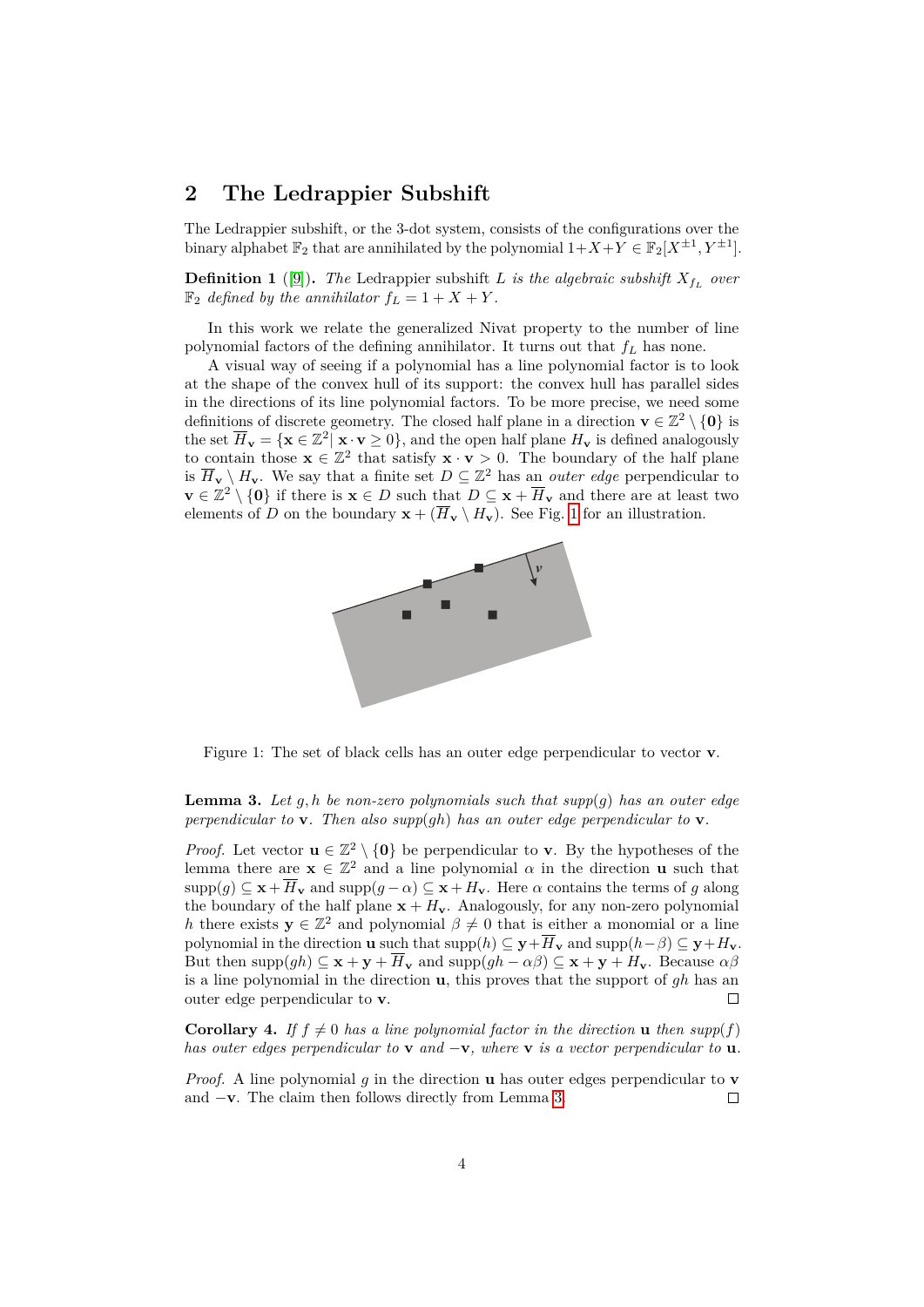## 2 The Ledrappier Subshift

The Ledrappier subshift, or the 3-dot system, consists of the configurations over the binary alphabet $\mathbb{F}_2$ that are annihilated by the polynomial $1+X+Y \in \mathbb{F}_2[X^{\pm 1}, Y^{\pm 1}]$.

**Definition 1** ([9]). *The* Ledrappier subshift $L$ *is the algebraic subshift* $X_{f_L}$ *over* $\mathbb{F}_2$ *defined by the annihilator* $f_L = 1 + X + Y$.

In this work we relate the generalized Nivat property to the number of line polynomial factors of the defining annihilator. It turns out that $f_L$ has none.

A visual way of seeing if a polynomial has a line polynomial factor is to look at the shape of the convex hull of its support: the convex hull has parallel sides in the directions of its line polynomial factors. To be more precise, we need some definitions of discrete geometry. The closed half plane in a direction $\mathbf{v} \in \mathbb{Z}^2 \setminus \{\mathbf{0}\}$ is the set $\overline{H}_{\mathbf{v}} = \{\mathbf{x} \in \mathbb{Z}^2 | \ \mathbf{x} \cdot \mathbf{v} \geq 0\}$, and the open half plane $H_{\mathbf{v}}$ is defined analogously to contain those $\mathbf{x} \in \mathbb{Z}^2$ that satisfy $\mathbf{x} \cdot \mathbf{v} > 0$. The boundary of the half plane is $\overline{H}_{\mathbf{v}} \setminus H_{\mathbf{v}}$. We say that a finite set $D \subseteq \mathbb{Z}^2$ has an *outer edge* perpendicular to $\mathbf{v} \in \mathbb{Z}^2 \setminus \{\mathbf{0}\}$ if there is $\mathbf{x} \in D$ such that $D \subseteq \mathbf{x} + \overline{H}_{\mathbf{v}}$ and there are at least two elements of $D$ on the boundary $\mathbf{x} + (\overline{H}_{\mathbf{v}} \setminus H_{\mathbf{v}})$. See Fig. 1 for an illustration.

Figure 1: The set of black cells has an outer edge perpendicular to vector $\mathbf{v}$.

**Lemma 3.** *Let* $g, h$ *be non-zero polynomials such that supp*$(g)$ *has an outer edge perpendicular to* $\mathbf{v}$*. Then also supp*$(gh)$ *has an outer edge perpendicular to* $\mathbf{v}$*.*

*Proof.* Let vector $\mathbf{u} \in \mathbb{Z}^2 \setminus \{\mathbf{0}\}$ be perpendicular to $\mathbf{v}$. By the hypotheses of the lemma there are $\mathbf{x} \in \mathbb{Z}^2$ and a line polynomial $\alpha$ in the direction $\mathbf{u}$ such that $\text{supp}(g) \subseteq \mathbf{x} + \overline{H}_{\mathbf{v}}$ and $\text{supp}(g - \alpha) \subseteq \mathbf{x} + H_{\mathbf{v}}$. Here $\alpha$ contains the terms of $g$ along the boundary of the half plane $\mathbf{x} + H_{\mathbf{v}}$. Analogously, for any non-zero polynomial $h$ there exists $\mathbf{y} \in \mathbb{Z}^2$ and polynomial $\beta \neq 0$ that is either a monomial or a line polynomial in the direction $\mathbf{u}$ such that $\text{supp}(h) \subseteq \mathbf{y} + \overline{H}_{\mathbf{v}}$ and $\text{supp}(h - \beta) \subseteq \mathbf{y} + H_{\mathbf{v}}$. But then $\text{supp}(gh) \subseteq \mathbf{x} + \mathbf{y} + \overline{H}_{\mathbf{v}}$ and $\text{supp}(gh - \alpha\beta) \subseteq \mathbf{x} + \mathbf{y} + H_{\mathbf{v}}$. Because $\alpha\beta$ is a line polynomial in the direction $\mathbf{u}$, this proves that the support of $gh$ has an outer edge perpendicular to $\mathbf{v}$. □

**Corollary 4.** *If* $f \neq 0$ *has a line polynomial factor in the direction* $\mathbf{u}$ *then supp*$(f)$ *has outer edges perpendicular to* $\mathbf{v}$ *and* $-\mathbf{v}$*, where* $\mathbf{v}$ *is a vector perpendicular to* $\mathbf{u}$*.*

*Proof.* A line polynomial $g$ in the direction $\mathbf{u}$ has outer edges perpendicular to $\mathbf{v}$ and $-\mathbf{v}$. The claim then follows directly from Lemma 3. □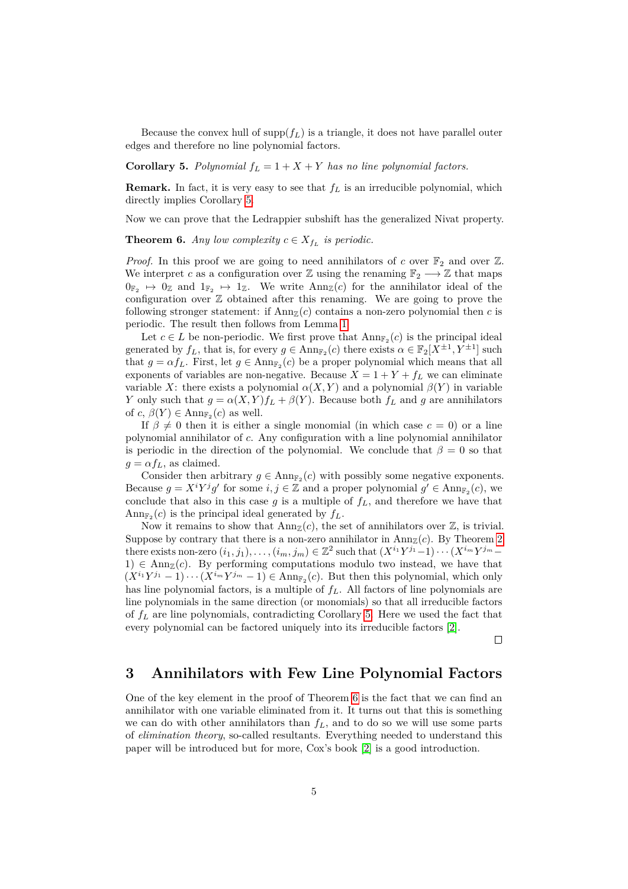Because the convex hull of $\text{supp}(f_L)$ is a triangle, it does not have parallel outer edges and therefore no line polynomial factors.

**Corollary 5.** *Polynomial $f_L = 1 + X + Y$ has no line polynomial factors.*

**Remark.** In fact, it is very easy to see that $f_L$ is an irreducible polynomial, which directly implies Corollary 5.

Now we can prove that the Ledrappier subshift has the generalized Nivat property.

**Theorem 6.** *Any low complexity $c \in X_{f_L}$ is periodic.*

*Proof.* In this proof we are going to need annihilators of $c$ over $\mathbb{F}_2$ and over $\mathbb{Z}$. We interpret $c$ as a configuration over $\mathbb{Z}$ using the renaming $\mathbb{F}_2 \longrightarrow \mathbb{Z}$ that maps $0_{\mathbb{F}_2} \mapsto 0_{\mathbb{Z}}$ and $1_{\mathbb{F}_2} \mapsto 1_{\mathbb{Z}}$. We write $\text{Ann}_{\mathbb{Z}}(c)$ for the annihilator ideal of the configuration over $\mathbb{Z}$ obtained after this renaming. We are going to prove the following stronger statement: if $\text{Ann}_{\mathbb{Z}}(c)$ contains a non-zero polynomial then $c$ is periodic. The result then follows from Lemma 1.

Let $c \in L$ be non-periodic. We first prove that $\text{Ann}_{\mathbb{F}_2}(c)$ is the principal ideal generated by $f_L$, that is, for every $g \in \text{Ann}_{\mathbb{F}_2}(c)$ there exists $\alpha \in \mathbb{F}_2[X^{\pm 1}, Y^{\pm 1}]$ such that $g = \alpha f_L$. First, let $g \in \text{Ann}_{\mathbb{F}_2}(c)$ be a proper polynomial which means that all exponents of variables are non-negative. Because $X = 1 + Y + f_L$ we can eliminate variable $X$: there exists a polynomial $\alpha(X, Y)$ and a polynomial $\beta(Y)$ in variable $Y$ only such that $g = \alpha(X, Y) f_L + \beta(Y)$. Because both $f_L$ and $g$ are annihilators of $c$, $\beta(Y) \in \text{Ann}_{\mathbb{F}_2}(c)$ as well.

If $\beta \neq 0$ then it is either a single monomial (in which case $c = 0$) or a line polynomial annihilator of $c$. Any configuration with a line polynomial annihilator is periodic in the direction of the polynomial. We conclude that $\beta = 0$ so that $g = \alpha f_L$, as claimed.

Consider then arbitrary $g \in \text{Ann}_{\mathbb{F}_2}(c)$ with possibly some negative exponents. Because $g = X^i Y^j g'$ for some $i, j \in \mathbb{Z}$ and a proper polynomial $g' \in \text{Ann}_{\mathbb{F}_2}(c)$, we conclude that also in this case $g$ is a multiple of $f_L$, and therefore we have that $\text{Ann}_{\mathbb{F}_2}(c)$ is the principal ideal generated by $f_L$.

Now it remains to show that $\text{Ann}_{\mathbb{Z}}(c)$, the set of annihilators over $\mathbb{Z}$, is trivial. Suppose by contrary that there is a non-zero annihilator in $\text{Ann}_{\mathbb{Z}}(c)$. By Theorem 2 there exists non-zero $(i_1, j_1), \ldots, (i_m, j_m) \in \mathbb{Z}^2$ such that $(X^{i_1}Y^{j_1} - 1) \cdots (X^{i_m}Y^{j_m} - 1) \in \text{Ann}_{\mathbb{Z}}(c)$. By performing computations modulo two instead, we have that $(X^{i_1}Y^{j_1} - 1) \cdots (X^{i_m}Y^{j_m} - 1) \in \text{Ann}_{\mathbb{F}_2}(c)$. But then this polynomial, which only has line polynomial factors, is a multiple of $f_L$. All factors of line polynomials are line polynomials in the same direction (or monomials) so that all irreducible factors of $f_L$ are line polynomials, contradicting Corollary 5. Here we used the fact that every polynomial can be factored uniquely into its irreducible factors [2].

□

## 3 Annihilators with Few Line Polynomial Factors

One of the key element in the proof of Theorem 6 is the fact that we can find an annihilator with one variable eliminated from it. It turns out that this is something we can do with other annihilators than $f_L$, and to do so we will use some parts of *elimination theory*, so-called resultants. Everything needed to understand this paper will be introduced but for more, Cox's book [2] is a good introduction.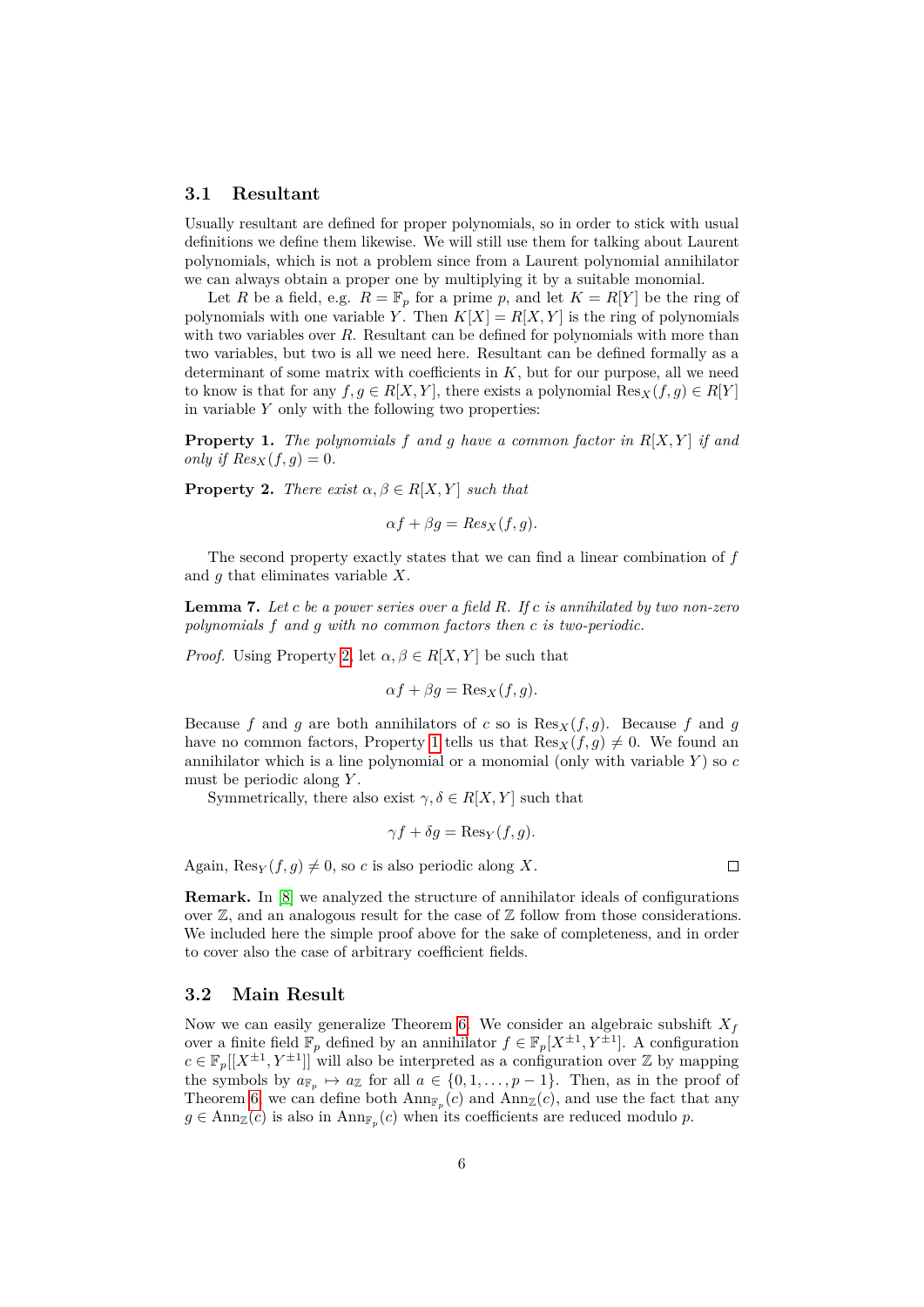### 3.1 Resultant

Usually resultant are defined for proper polynomials, so in order to stick with usual definitions we define them likewise. We will still use them for talking about Laurent polynomials, which is not a problem since from a Laurent polynomial annihilator we can always obtain a proper one by multiplying it by a suitable monomial.

Let $R$ be a field, e.g. $R = \mathbb{F}_p$ for a prime $p$, and let $K = R[Y]$ be the ring of polynomials with one variable $Y$. Then $K[X] = R[X, Y]$ is the ring of polynomials with two variables over $R$. Resultant can be defined for polynomials with more than two variables, but two is all we need here. Resultant can be defined formally as a determinant of some matrix with coefficients in $K$, but for our purpose, all we need to know is that for any $f, g \in R[X, Y]$, there exists a polynomial $\text{Res}_X(f, g) \in R[Y]$ in variable $Y$ only with the following two properties:

**Property 1.** *The polynomials $f$ and $g$ have a common factor in $R[X, Y]$ if and only if $Res_X(f, g) = 0$.*

**Property 2.** *There exist $\alpha, \beta \in R[X, Y]$ such that*

$$\alpha f + \beta g = Res_X(f, g).$$

The second property exactly states that we can find a linear combination of $f$ and $g$ that eliminates variable $X$.

**Lemma 7.** *Let $c$ be a power series over a field $R$. If $c$ is annihilated by two non-zero polynomials $f$ and $g$ with no common factors then $c$ is two-periodic.*

*Proof.* Using Property 2, let $\alpha, \beta \in R[X, Y]$ be such that

$$\alpha f + \beta g = \text{Res}_X(f, g).$$

Because $f$ and $g$ are both annihilators of $c$ so is $\text{Res}_X(f, g)$. Because $f$ and $g$ have no common factors, Property 1 tells us that $\text{Res}_X(f, g) \neq 0$. We found an annihilator which is a line polynomial or a monomial (only with variable $Y$) so $c$ must be periodic along $Y$.

Symmetrically, there also exist $\gamma, \delta \in R[X, Y]$ such that

$$\gamma f + \delta g = \text{Res}_Y(f, g).$$

Again, $\text{Res}_Y(f, g) \neq 0$, so $c$ is also periodic along $X$. ∎

**Remark.** In [8] we analyzed the structure of annihilator ideals of configurations over $\mathbb{Z}$, and an analogous result for the case of $\mathbb{Z}$ follow from those considerations. We included here the simple proof above for the sake of completeness, and in order to cover also the case of arbitrary coefficient fields.

### 3.2 Main Result

Now we can easily generalize Theorem 6. We consider an algebraic subshift $X_f$ over a finite field $\mathbb{F}_p$ defined by an annihilator $f \in \mathbb{F}_p[X^{\pm 1}, Y^{\pm 1}]$. A configuration $c \in \mathbb{F}_p[[X^{\pm 1}, Y^{\pm 1}]]$ will also be interpreted as a configuration over $\mathbb{Z}$ by mapping the symbols by $a_{\mathbb{F}_p} \mapsto a_{\mathbb{Z}}$ for all $a \in \{0, 1, \dots, p-1\}$. Then, as in the proof of Theorem 6, we can define both $\text{Ann}_{\mathbb{F}_p}(c)$ and $\text{Ann}_{\mathbb{Z}}(c)$, and use the fact that any $g \in \text{Ann}_{\mathbb{Z}}(c)$ is also in $\text{Ann}_{\mathbb{F}_p}(c)$ when its coefficients are reduced modulo $p$.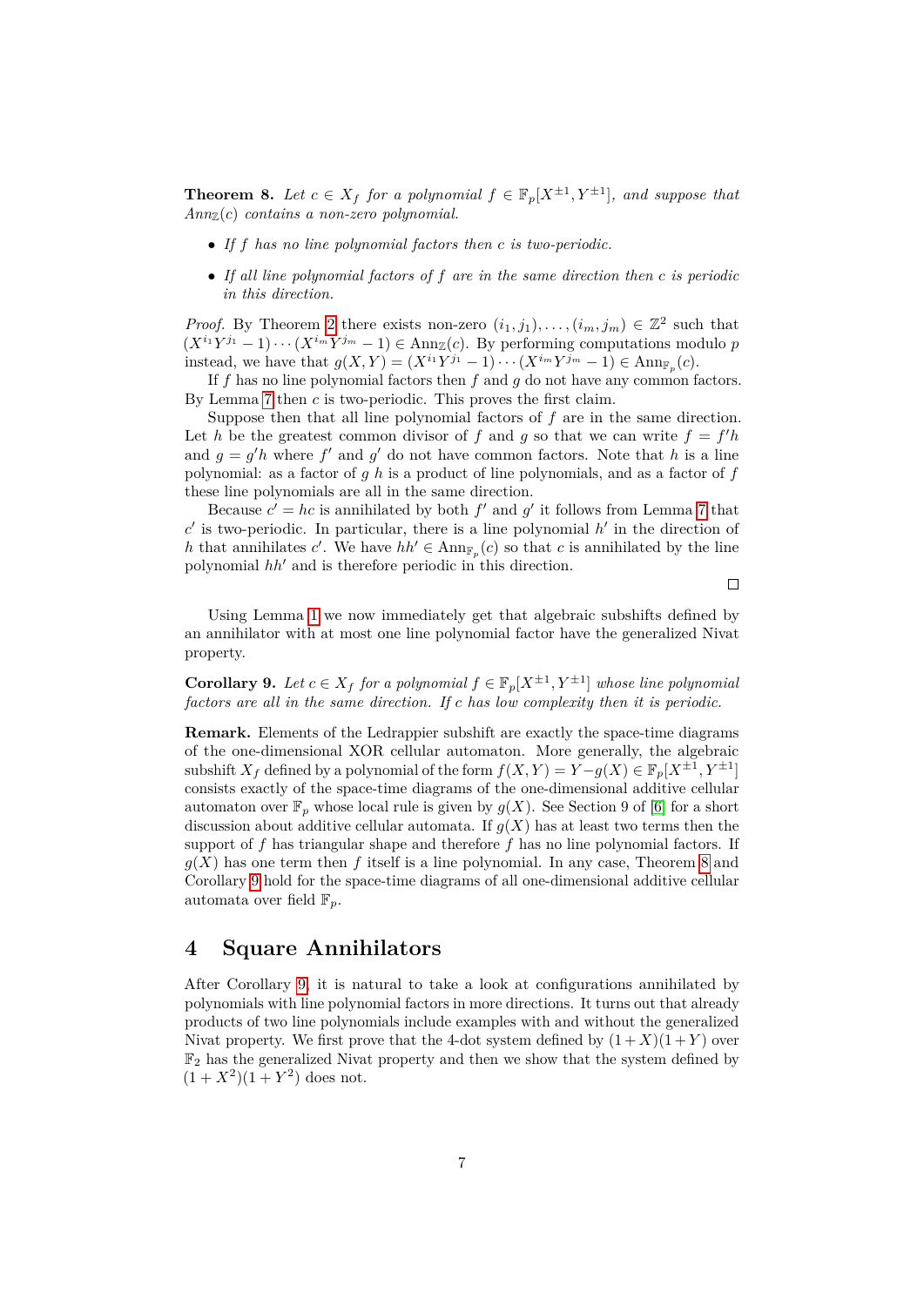**Theorem 8.** *Let $c \in X_f$ for a polynomial $f \in \mathbb{F}_p[X^{\pm 1}, Y^{\pm 1}]$, and suppose that $Ann_{\mathbb{Z}}(c)$ contains a non-zero polynomial.*

- *If $f$ has no line polynomial factors then $c$ is two-periodic.*
- *If all line polynomial factors of $f$ are in the same direction then $c$ is periodic in this direction.*

*Proof.* By Theorem 2 there exists non-zero $(i_1, j_1), \ldots, (i_m, j_m) \in \mathbb{Z}^2$ such that $(X^{i_1}Y^{j_1} - 1) \cdots (X^{i_m}Y^{j_m} - 1) \in \text{Ann}_{\mathbb{Z}}(c)$. By performing computations modulo $p$ instead, we have that $g(X,Y) = (X^{i_1}Y^{j_1} - 1) \cdots (X^{i_m}Y^{j_m} - 1) \in \text{Ann}_{\mathbb{F}_p}(c)$.

If $f$ has no line polynomial factors then $f$ and $g$ do not have any common factors. By Lemma 7 then $c$ is two-periodic. This proves the first claim.

Suppose then that all line polynomial factors of $f$ are in the same direction. Let $h$ be the greatest common divisor of $f$ and $g$ so that we can write $f = f'h$ and $g = g'h$ where $f'$ and $g'$ do not have common factors. Note that $h$ is a line polynomial: as a factor of $g$ $h$ is a product of line polynomials, and as a factor of $f$ these line polynomials are all in the same direction.

Because $c' = hc$ is annihilated by both $f'$ and $g'$ it follows from Lemma 7 that $c'$ is two-periodic. In particular, there is a line polynomial $h'$ in the direction of $h$ that annihilates $c'$. We have $hh' \in \text{Ann}_{\mathbb{F}_p}(c)$ so that $c$ is annihilated by the line polynomial $hh'$ and is therefore periodic in this direction.

□

Using Lemma 1 we now immediately get that algebraic subshifts defined by an annihilator with at most one line polynomial factor have the generalized Nivat property.

**Corollary 9.** *Let $c \in X_f$ for a polynomial $f \in \mathbb{F}_p[X^{\pm 1}, Y^{\pm 1}]$ whose line polynomial factors are all in the same direction. If $c$ has low complexity then it is periodic.*

**Remark.** Elements of the Ledrappier subshift are exactly the space-time diagrams of the one-dimensional XOR cellular automaton. More generally, the algebraic subshift $X_f$ defined by a polynomial of the form $f(X,Y) = Y - g(X) \in \mathbb{F}_p[X^{\pm 1}, Y^{\pm 1}]$ consists exactly of the space-time diagrams of the one-dimensional additive cellular automaton over $\mathbb{F}_p$ whose local rule is given by $g(X)$. See Section 9 of [6] for a short discussion about additive cellular automata. If $g(X)$ has at least two terms then the support of $f$ has triangular shape and therefore $f$ has no line polynomial factors. If $g(X)$ has one term then $f$ itself is a line polynomial. In any case, Theorem 8 and Corollary 9 hold for the space-time diagrams of all one-dimensional additive cellular automata over field $\mathbb{F}_p$.

## 4 Square Annihilators

After Corollary 9, it is natural to take a look at configurations annihilated by polynomials with line polynomial factors in more directions. It turns out that already products of two line polynomials include examples with and without the generalized Nivat property. We first prove that the 4-dot system defined by $(1+X)(1+Y)$ over $\mathbb{F}_2$ has the generalized Nivat property and then we show that the system defined by $(1+X^2)(1+Y^2)$ does not.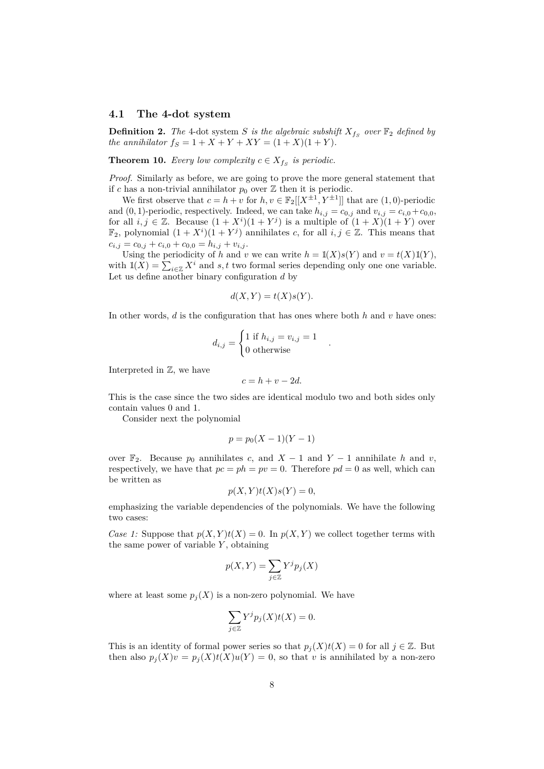### 4.1 The 4-dot system

**Definition 2.** *The* 4-dot system $S$ *is the algebraic subshift* $X_{f_S}$ *over* $\mathbb{F}_2$ *defined by the annihilator* $f_S = 1 + X + Y + XY = (1 + X)(1 + Y)$.

**Theorem 10.** *Every low complexity* $c \in X_{f_S}$ *is periodic.*

*Proof.* Similarly as before, we are going to prove the more general statement that if $c$ has a non-trivial annihilator $p_0$ over $\mathbb{Z}$ then it is periodic.

We first observe that $c = h + v$ for $h, v \in \mathbb{F}_2[[X^{\pm 1}, Y^{\pm 1}]]$ that are $(1, 0)$-periodic and $(0, 1)$-periodic, respectively. Indeed, we can take $h_{i,j} = c_{0,j}$ and $v_{i,j} = c_{i,0} + c_{0,0}$, for all $i, j \in \mathbb{Z}$. Because $(1 + X^i)(1 + Y^j)$ is a multiple of $(1 + X)(1 + Y)$ over $\mathbb{F}_2$, polynomial $(1 + X^i)(1 + Y^j)$ annihilates $c$, for all $i, j \in \mathbb{Z}$. This means that $c_{i,j} = c_{0,j} + c_{i,0} + c_{0,0} = h_{i,j} + v_{i,j}$.

Using the periodicity of $h$ and $v$ we can write $h = \mathbb{1}(X)s(Y)$ and $v = t(X)\mathbb{1}(Y)$, with $\mathbb{1}(X) = \sum_{i \in \mathbb{Z}} X^i$ and $s, t$ two formal series depending only one one variable. Let us define another binary configuration $d$ by

$$d(X, Y) = t(X)s(Y).$$

In other words, $d$ is the configuration that has ones where both $h$ and $v$ have ones:

$$d_{i,j} = \begin{cases} 1 \text{ if } h_{i,j} = v_{i,j} = 1 \\ 0 \text{ otherwise} \end{cases}.$$

Interpreted in $\mathbb{Z}$, we have

$$c = h + v - 2d.$$

This is the case since the two sides are identical modulo two and both sides only contain values 0 and 1.

Consider next the polynomial

$$p = p_0(X - 1)(Y - 1)$$

over $\mathbb{F}_2$. Because $p_0$ annihilates $c$, and $X - 1$ and $Y - 1$ annihilate $h$ and $v$, respectively, we have that $pc = ph = pv = 0$. Therefore $pd = 0$ as well, which can be written as

$$p(X, Y)t(X)s(Y) = 0,$$

emphasizing the variable dependencies of the polynomials. We have the following two cases:

*Case 1:* Suppose that $p(X, Y)t(X) = 0$. In $p(X, Y)$ we collect together terms with the same power of variable $Y$, obtaining

$$p(X, Y) = \sum_{j \in \mathbb{Z}} Y^j p_j(X)$$

where at least some $p_j(X)$ is a non-zero polynomial. We have

$$\sum_{j \in \mathbb{Z}} Y^j p_j(X)t(X) = 0.$$

This is an identity of formal power series so that $p_j(X)t(X) = 0$ for all $j \in \mathbb{Z}$. But then also $p_j(X)v = p_j(X)t(X)u(Y) = 0$, so that $v$ is annihilated by a non-zero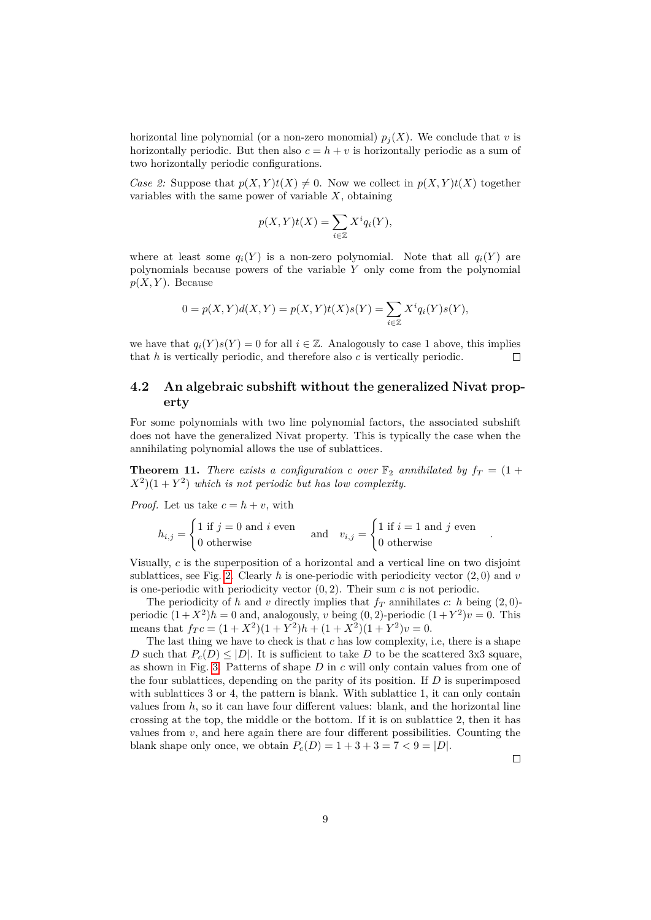horizontal line polynomial (or a non-zero monomial) $p_j(X)$. We conclude that $v$ is horizontally periodic. But then also $c = h + v$ is horizontally periodic as a sum of two horizontally periodic configurations.

*Case 2:* Suppose that $p(X,Y)t(X) \neq 0$. Now we collect in $p(X,Y)t(X)$ together variables with the same power of variable $X$, obtaining

$$p(X,Y)t(X) = \sum_{i\in\mathbb{Z}} X^i q_i(Y),$$

where at least some $q_i(Y)$ is a non-zero polynomial. Note that all $q_i(Y)$ are polynomials because powers of the variable $Y$ only come from the polynomial $p(X,Y)$. Because

$$0 = p(X,Y)d(X,Y) = p(X,Y)t(X)s(Y) = \sum_{i\in\mathbb{Z}} X^i q_i(Y)s(Y),$$

we have that $q_i(Y)s(Y) = 0$ for all $i \in \mathbb{Z}$. Analogously to case 1 above, this implies that $h$ is vertically periodic, and therefore also $c$ is vertically periodic. □

## 4.2 An algebraic subshift without the generalized Nivat property

For some polynomials with two line polynomial factors, the associated subshift does not have the generalized Nivat property. This is typically the case when the annihilating polynomial allows the use of sublattices.

**Theorem 11.** *There exists a configuration $c$ over $\mathbb{F}_2$ annihilated by $f_T = (1 + X^2)(1 + Y^2)$ which is not periodic but has low complexity.*

*Proof.* Let us take $c = h + v$, with

$$h_{i,j} = \begin{cases} 1 \text{ if } j = 0 \text{ and } i \text{ even} \\ 0 \text{ otherwise} \end{cases} \quad \text{and} \quad v_{i,j} = \begin{cases} 1 \text{ if } i = 1 \text{ and } j \text{ even} \\ 0 \text{ otherwise} \end{cases}.$$

Visually, $c$ is the superposition of a horizontal and a vertical line on two disjoint sublattices, see Fig. 2. Clearly $h$ is one-periodic with periodicity vector $(2,0)$ and $v$ is one-periodic with periodicity vector $(0,2)$. Their sum $c$ is not periodic.

The periodicity of $h$ and $v$ directly implies that $f_T$ annihilates $c$: $h$ being $(2,0)$-periodic $(1+X^2)h = 0$ and, analogously, $v$ being $(0,2)$-periodic $(1+Y^2)v = 0$. This means that $f_T c = (1+X^2)(1+Y^2)h + (1+X^2)(1+Y^2)v = 0$.

The last thing we have to check is that $c$ has low complexity, i.e, there is a shape $D$ such that $P_c(D) \leq |D|$. It is sufficient to take $D$ to be the scattered 3x3 square, as shown in Fig. 3. Patterns of shape $D$ in $c$ will only contain values from one of the four sublattices, depending on the parity of its position. If $D$ is superimposed with sublattices 3 or 4, the pattern is blank. With sublattice 1, it can only contain values from $h$, so it can have four different values: blank, and the horizontal line crossing at the top, the middle or the bottom. If it is on sublattice 2, then it has values from $v$, and here again there are four different possibilities. Counting the blank shape only once, we obtain $P_c(D) = 1 + 3 + 3 = 7 < 9 = |D|$.

□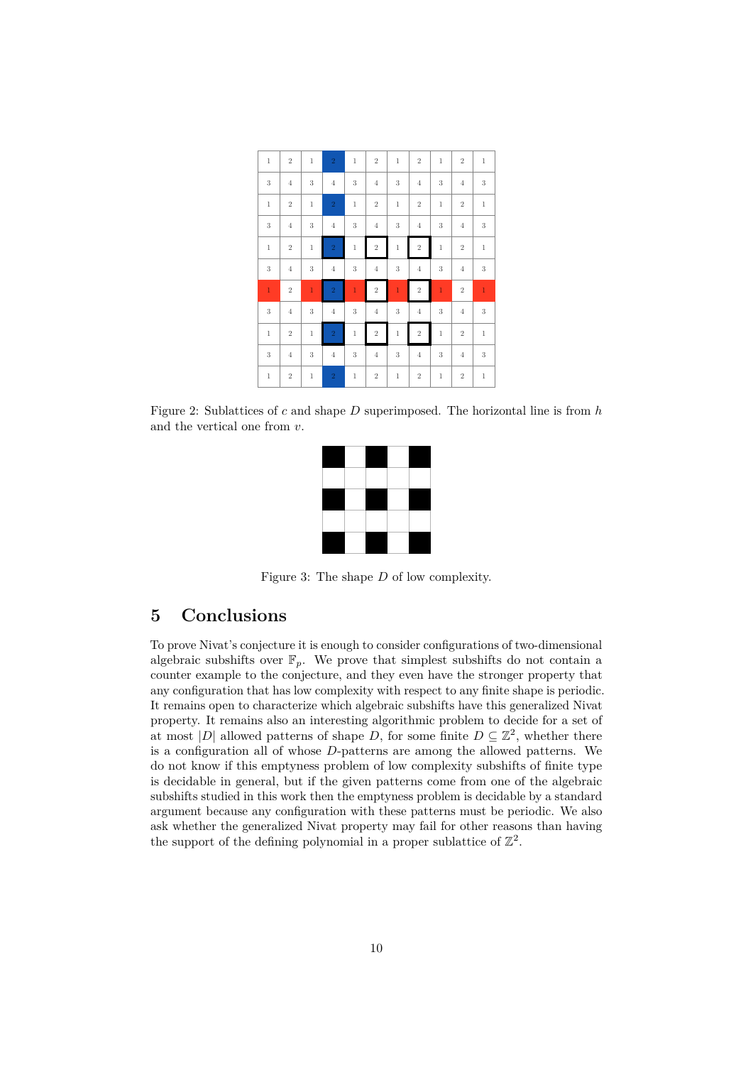| 1 | 2 | 1 | 2 | 1 | 2 | 1 | 2 | 1 | 2 | 1 |
|---|---|---|---|---|---|---|---|---|---|---|
| 3 | 4 | 3 | 4 | 3 | 4 | 3 | 4 | 3 | 4 | 3 |
| 1 | 2 | 1 | 2 | 1 | 2 | 1 | 2 | 1 | 2 | 1 |
| 3 | 4 | 3 | 4 | 3 | 4 | 3 | 4 | 3 | 4 | 3 |
| 1 | 2 | 1 | 2 | 1 | 2 | 1 | 2 | 1 | 2 | 1 |
| 3 | 4 | 3 | 4 | 3 | 4 | 3 | 4 | 3 | 4 | 3 |
| 1 | 2 | 1 | 2 | 1 | 2 | 1 | 2 | 1 | 2 | 1 |
| 3 | 4 | 3 | 4 | 3 | 4 | 3 | 4 | 3 | 4 | 3 |
| 1 | 2 | 1 | 2 | 1 | 2 | 1 | 2 | 1 | 2 | 1 |
| 3 | 4 | 3 | 4 | 3 | 4 | 3 | 4 | 3 | 4 | 3 |
| 1 | 2 | 1 | 2 | 1 | 2 | 1 | 2 | 1 | 2 | 1 |

Figure 2: Sublattices of $c$ and shape $D$ superimposed. The horizontal line is from $h$ and the vertical one from $v$.

Figure 3: The shape $D$ of low complexity.

## 5 Conclusions

To prove Nivat's conjecture it is enough to consider configurations of two-dimensional algebraic subshifts over $\mathbb{F}_p$. We prove that simplest subshifts do not contain a counter example to the conjecture, and they even have the stronger property that any configuration that has low complexity with respect to any finite shape is periodic. It remains open to characterize which algebraic subshifts have this generalized Nivat property. It remains also an interesting algorithmic problem to decide for a set of at most $|D|$ allowed patterns of shape $D$, for some finite $D \subseteq \mathbb{Z}^2$, whether there is a configuration all of whose $D$-patterns are among the allowed patterns. We do not know if this emptyness problem of low complexity subshifts of finite type is decidable in general, but if the given patterns come from one of the algebraic subshifts studied in this work then the emptyness problem is decidable by a standard argument because any configuration with these patterns must be periodic. We also ask whether the generalized Nivat property may fail for other reasons than having the support of the defining polynomial in a proper sublattice of $\mathbb{Z}^2$.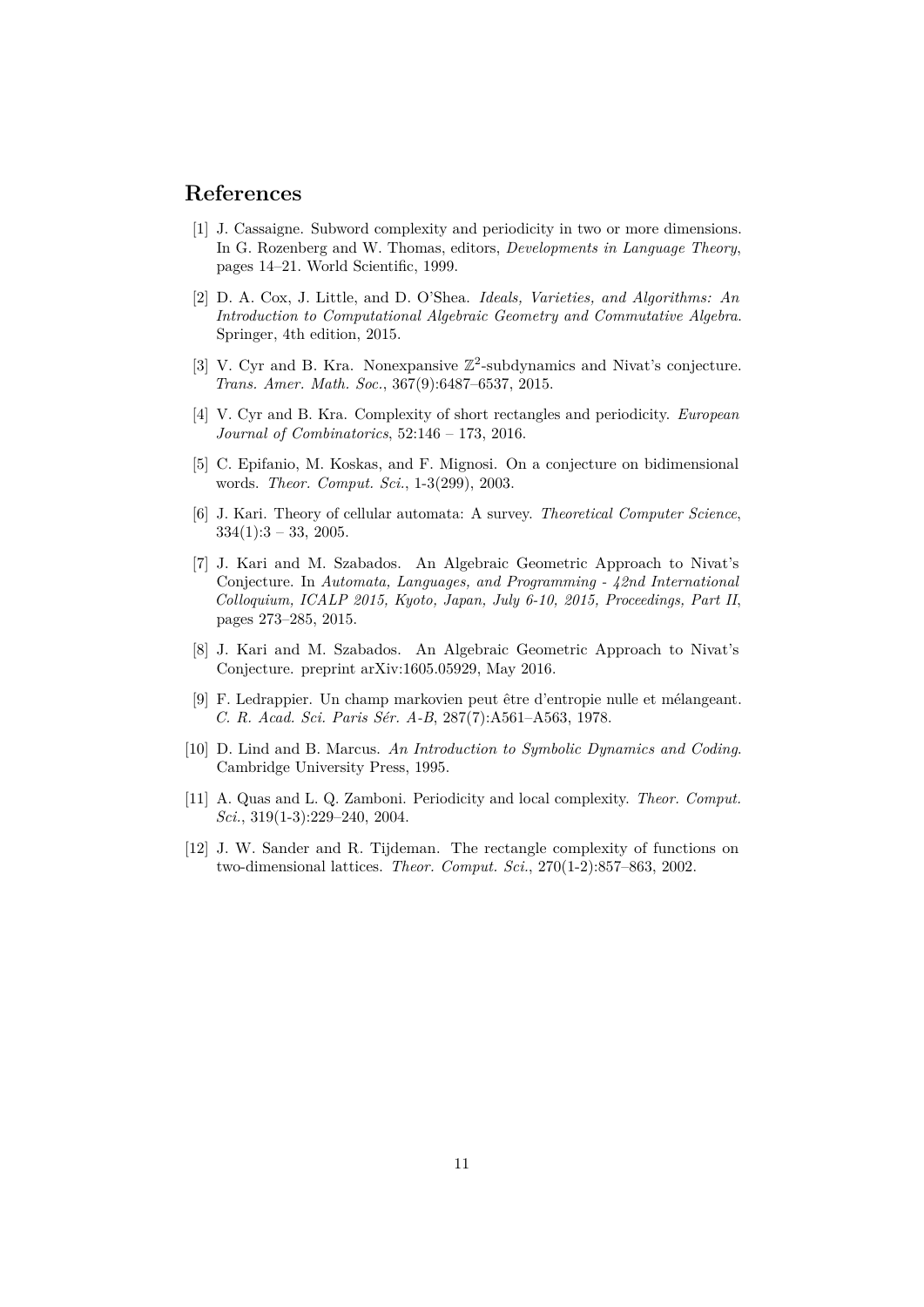## References

[1] J. Cassaigne. Subword complexity and periodicity in two or more dimensions. In G. Rozenberg and W. Thomas, editors, *Developments in Language Theory*, pages 14–21. World Scientific, 1999.

[2] D. A. Cox, J. Little, and D. O'Shea. *Ideals, Varieties, and Algorithms: An Introduction to Computational Algebraic Geometry and Commutative Algebra*. Springer, 4th edition, 2015.

[3] V. Cyr and B. Kra. Nonexpansive $\mathbb{Z}^2$-subdynamics and Nivat's conjecture. *Trans. Amer. Math. Soc.*, 367(9):6487–6537, 2015.

[4] V. Cyr and B. Kra. Complexity of short rectangles and periodicity. *European Journal of Combinatorics*, 52:146 – 173, 2016.

[5] C. Epifanio, M. Koskas, and F. Mignosi. On a conjecture on bidimensional words. *Theor. Comput. Sci.*, 1-3(299), 2003.

[6] J. Kari. Theory of cellular automata: A survey. *Theoretical Computer Science*, 334(1):3 – 33, 2005.

[7] J. Kari and M. Szabados. An Algebraic Geometric Approach to Nivat's Conjecture. In *Automata, Languages, and Programming - 42nd International Colloquium, ICALP 2015, Kyoto, Japan, July 6-10, 2015, Proceedings, Part II*, pages 273–285, 2015.

[8] J. Kari and M. Szabados. An Algebraic Geometric Approach to Nivat's Conjecture. preprint arXiv:1605.05929, May 2016.

[9] F. Ledrappier. Un champ markovien peut être d'entropie nulle et mélangeant. *C. R. Acad. Sci. Paris Sér. A-B*, 287(7):A561–A563, 1978.

[10] D. Lind and B. Marcus. *An Introduction to Symbolic Dynamics and Coding*. Cambridge University Press, 1995.

[11] A. Quas and L. Q. Zamboni. Periodicity and local complexity. *Theor. Comput. Sci.*, 319(1-3):229–240, 2004.

[12] J. W. Sander and R. Tijdeman. The rectangle complexity of functions on two-dimensional lattices. *Theor. Comput. Sci.*, 270(1-2):857–863, 2002.